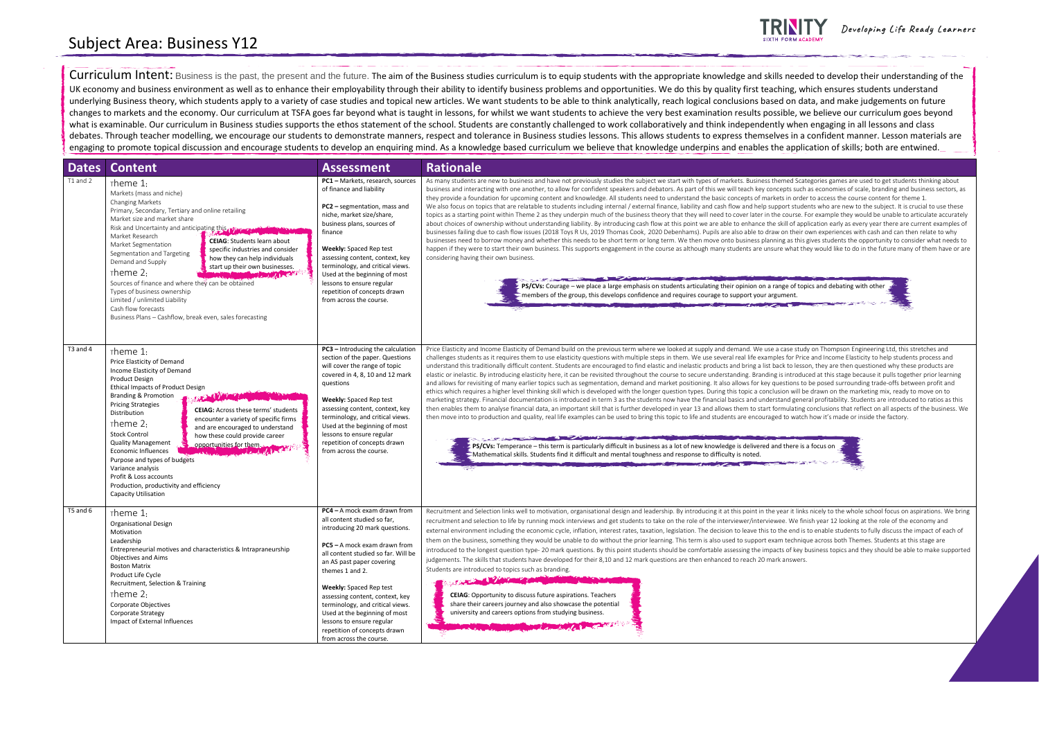# Subject Area: Business Y12

Developing Life Ready Learners

**Curriculum Intent:** Business is the past, the present and the future. The aim of the Business studies curriculum is to equip students with the appropriate knowledge and skills needed to develop their understanding of the UK economy and business environment as well as to enhance their employability through their ability to identify business problems and opportunities. We do this by quality first teaching, which ensures students understand underlying Business theory, which students apply to a variety of case studies and topical new articles. We want students to be able to think analytically, reach logical conclusions based on data, and make judgements on future changes to markets and the economy. Our curriculum at TSFA goes far beyond what is taught in lessons, for whilst we want students to achieve the very best examination results possible, we believe our curriculum goes beyond what is examinable. Our curriculum in Business studies supports the ethos statement of the school. Students are constantly challenged to work collaboratively and think independently when engaging in all lessons and class debates. Through teacher modelling, we encourage our students to demonstrate manners, respect and tolerance in Business studies lessons. This allows students to express themselves in a confident manner. Lesson materials are engaging to promote topical discussion and encourage students to develop an enquiring mind. As a knowledge based curriculum we believe that knowledge underpins and enables the application of skills; both are entwined.

| Dates | Content | Assessment | Rationale |
|---|---|---|---|
| T1 and 2 | Theme 1:<br>Markets (mass and niche)<br>Changing Markets<br>Primary, Secondary, Tertiary and online retailing<br>Market size and market share<br>Risk and Uncertainty and anticipating this<br>Market Research<br>Market Segmentation<br>Segmentation and Targeting<br>Demand and Supply<br>Theme 2:<br>Sources of finance and where they can be obtained<br>Types of business ownership<br>Limited / unlimited Liability<br>Cash flow forecasts<br>Business Plans – Cashflow, break even, sales forecasting<br><br>**CEIAG**: Students learn about specific industries and consider how they can help individuals start up their own businesses. | **PC1** – Markets, research, sources of finance and liability<br><br>**PC2** – segmentation, mass and niche, market size/share, business plans, sources of finance<br><br>**Weekly:** Spaced Rep test assessing content, context, key terminology, and critical views. Used at the beginning of most lessons to ensure regular repetition of concepts drawn from across the course. | As many students are new to business and have not previously studies the subject we start with types of markets. Business themed Scategories games are used to get students thinking about business and interacting with one another, to allow for confident speakers and debators. As part of this we will teach key concepts such as economies of scale, branding and business sectors, as they provide a foundation for upcoming content and knowledge. All students need to understand the basic concepts of markets in order to access the course content for theme 1.<br>We also focus on topics that are relatable to students including internal / external finance, liability and cash flow and help support students who are new to the subject. It is crucial to use these topics as a starting point within Theme 2 as they underpin much of the business theory that they will need to cover later in the course. For example they would be unable to articulate accurately about choices of ownership without understanding liability. By introducing cash flow at this point we are able to enhance the skill of application early as every year there are current examples of businesses failing due to cash flow issues (2018 Toys R Us, 2019 Thomas Cook, 2020 Debenhams). Pupils are also able to draw on their own experiences with cash and can then relate to why businesses need to borrow money and whether this needs to be short term or long term. We then move onto business planning as this gives students the opportunity to consider what needs to happen if they were to start their own business. This supports engagement in the course as although many students are unsure what they would like to do in the future many of them have or are considering having their own business.<br><br>**PS/CVs:** Courage – we place a large emphasis on students articulating their opinion on a range of topics and debating with other members of the group, this develops confidence and requires courage to support your argument. |
| T3 and 4 | Theme 1:<br>Price Elasticity of Demand<br>Income Elasticity of Demand<br>Product Design<br>Ethical Impacts of Product Design<br>Branding & Promotion<br>Pricing Strategies<br>Distribution<br>Theme 2:<br>Stock Control<br>Quality Management<br>Economic Influences<br>Purpose and types of budgets<br>Variance analysis<br>Profit & Loss accounts<br>Production, productivity and efficiency<br>Capacity Utilisation<br><br>**CEIAG:** Across these terms' students encounter a variety of specific firms and are encouraged to understand how these could provide career opportunities for them. | **PC3** – Introducing the calculation section of the paper. Questions will cover the range of topic covered in 4, 8, 10 and 12 mark questions<br><br>**Weekly:** Spaced Rep test assessing content, context, key terminology, and critical views. Used at the beginning of most lessons to ensure regular repetition of concepts drawn from across the course. | Price Elasticity and Income Elasticity of Demand build on the previous term where we looked at supply and demand. We use a case study on Thompson Engineering Ltd, this stretches and challenges students as it requires them to use elasticity questions with multiple steps in them. We use several real life examples for Price and Income Elasticity to help students process and understand this traditionally difficult content. Students are encouraged to find elastic and inelastic products and bring a list back to lesson, they are then questioned why these products are elastic or inelastic. By introducing elasticity here, it can be revisited throughout the course to secure understanding. Branding is introduced at this stage because it pulls together prior learning and allows for revisiting of many earlier topics such as segmentation, demand and market positioning. It also allows for key questions to be posed surrounding trade-offs between profit and ethics which requires a higher level thinking skill which is developed with the longer question types. During this topic a conclusion will be drawn on the marketing mix, ready to move on to marketing strategy. Financial documentation is introduced in term 3 as the students now have the financial basics and understand general profitability. Students are introduced to ratios as this then enables them to analyse financial data, an important skill that is further developed in year 13 and allows them to start formulating conclusions that reflect on all aspects of the business. We then move into to production and quality, real life examples can be used to bring this topic to life and students are encouraged to watch how it's made or inside the factory.<br><br>**PS/CVs:** Temperance – this term is particularly difficult in business as a lot of new knowledge is delivered and there is a focus on Mathematical skills. Students find it difficult and mental toughness and response to difficulty is noted. |
| T5 and 6 | Theme 1:<br>Organisational Design<br>Motivation<br>Leadership<br>Entrepreneurial motives and characteristics & Intrapraneurship<br>Objectives and Aims<br>Boston Matrix<br>Product Life Cycle<br>Recruitment, Selection & Training<br>Theme 2:<br>Corporate Objectives<br>Corporate Strategy<br>Impact of External Influences | **PC4** – A mock exam drawn from all content studied so far, introducing 20 mark questions.<br><br>**PC5** – A mock exam drawn from all content studied so far. Will be an AS past paper covering themes 1 and 2.<br><br>**Weekly:** Spaced Rep test assessing content, context, key terminology, and critical views. Used at the beginning of most lessons to ensure regular repetition of concepts drawn from across the course. | Recruitment and Selection links well to motivation, organisational design and leadership. By introducing it at this point in the year it links nicely to the whole school focus on aspirations. We bring recruitment and selection to life by running mock interviews and get students to take on the role of the interviewer/interviewee. We finish year 12 looking at the role of the economy and external environment including the economic cycle, inflation, interest rates, taxation, legislation. The decision to leave this to the end is to enable students to fully discuss the impact of each of them on the business, something they would be unable to do without the prior learning. This term is also used to support exam technique across both Themes. Students at this stage are introduced to the longest question type- 20 mark questions. By this point students should be comfortable assessing the impacts of key business topics and they should be able to make supported judgements. The skills that students have developed for their 8,10 and 12 mark questions are then enhanced to reach 20 mark answers.<br>Students are introduced to topics such as branding.<br><br>**CEIAG**: Opportunity to discuss future aspirations. Teachers share their careers journey and also showcase the potential university and careers options from studying business. |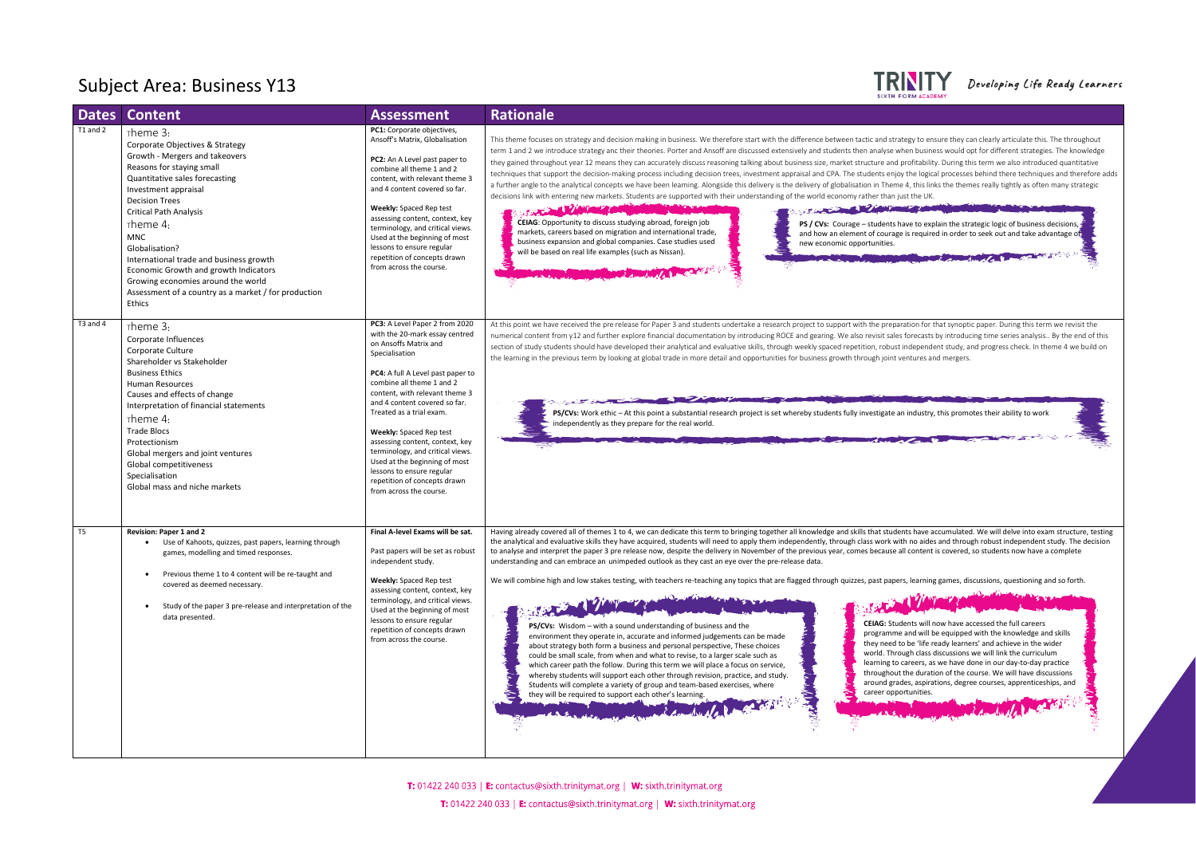# Subject Area: Business Y13

TRINITY SIXTH FORM ACADEMY *Developing Life Ready Learners*

| Dates | Content | Assessment | Rationale |
|---|---|---|---|
| T1 and 2 | Theme 3:<br>Corporate Objectives & Strategy<br>Growth - Mergers and takeovers<br>Reasons for staying small<br>Quantitative sales forecasting<br>Investment appraisal<br>Decision Trees<br>Critical Path Analysis<br>Theme 4:<br>MNC<br>Globalisation?<br>International trade and business growth<br>Economic Growth and growth Indicators<br>Growing economies around the world<br>Assessment of a country as a market / for production<br>Ethics | **PC1:** Corporate objectives, Ansoff's Matrix, Globalisation<br><br>**PC2:** An A Level past paper to combine all theme 1 and 2 content, with relevant theme 3 and 4 content covered so far.<br><br>**Weekly:** Spaced Rep test assessing content, context, key terminology, and critical views. Used at the beginning of most lessons to ensure regular repetition of concepts drawn from across the course. | This theme focuses on strategy and decision making in business. We therefore start with the difference between tactic and strategy to ensure they can clearly articulate this. The throughout term 1 and 2 we introduce strategy anc their theories. Porter and Ansoff are discussed extensively and students then analyse when business would opt for different strategies. The knowledge they gained throughout year 12 means they can accurately discuss reasoning talking about business size, market structure and profitability. During this term we also introduced quantitative techniques that support the decision-making process including decision trees, investment appraisal and CPA. The students enjoy the logical processes behind there techniques and therefore adds a further angle to the analytical concepts we have been learning. Alongside this delivery is the delivery of globalisation in Theme 4, this links the themes really tightly as often many strategic decisions link with entering new markets. Students are supported with their understanding of the world economy rather than just the UK.<br><br>**CEIAG**: Opportunity to discuss studying abroad, foreign job markets, careers based on migration and international trade, business expansion and global companies. Case studies used will be based on real life examples (such as Nissan).<br><br>**PS / CVs:** Courage – students have to explain the strategic logic of business decisions, and how an element of courage is required in order to seek out and take advantage of new economic opportunities. |
| T3 and 4 | Theme 3:<br>Corporate Influences<br>Corporate Culture<br>Shareholder vs Stakeholder<br>Business Ethics<br>Human Resources<br>Causes and effects of change<br>Interpretation of financial statements<br>Theme 4:<br>Trade Blocs<br>Protectionism<br>Global mergers and joint ventures<br>Global competitiveness<br>Specialisation<br>Global mass and niche markets | **PC3:** A Level Paper 2 from 2020 with the 20-mark essay centred on Ansoffs Matrix and Specialisation<br><br>**PC4:** A full A Level past paper to combine all theme 1 and 2 content, with relevant theme 3 and 4 content covered so far. Treated as a trial exam.<br><br>**Weekly:** Spaced Rep test assessing content, context, key terminology, and critical views. Used at the beginning of most lessons to ensure regular repetition of concepts drawn from across the course. | At this point we have received the pre release for Paper 3 and students undertake a research project to support with the preparation for that synoptic paper. During this term we revisit the numerical content from y12 and further explore financial documentation by introducing ROCE and gearing. We also revisit sales forecasts by introducing time series analysis.. By the end of this section of study students should have developed their analytical and evaluative skills, through weekly spaced repetition, robust independent study, and progress check. In theme 4 we build on the learning in the previous term by looking at global trade in more detail and opportunities for business growth through joint ventures and mergers.<br><br>**PS/CVs:** Work ethic – At this point a substantial research project is set whereby students fully investigate an industry, this promotes their ability to work independently as they prepare for the real world. |
| T5 | **Revision: Paper 1 and 2**<br>• Use of Kahoots, quizzes, past papers, learning through games, modelling and timed responses.<br>• Previous theme 1 to 4 content will be re-taught and covered as deemed necessary.<br>• Study of the paper 3 pre-release and interpretation of the data presented. | **Final A-level Exams will be sat.**<br><br>Past papers will be set as robust independent study.<br><br>**Weekly:** Spaced Rep test assessing content, context, key terminology, and critical views. Used at the beginning of most lessons to ensure regular repetition of concepts drawn from across the course. | Having already covered all of themes 1 to 4, we can dedicate this term to bringing together all knowledge and skills that students have accumulated. We will delve into exam structure, testing the analytical and evaluative skills they have acquired, students will need to apply them independently, through class work with no aides and through robust independent study. The decision to analyse and interpret the paper 3 pre release now, despite the delivery in November of the previous year, comes because all content is covered, so students now have a complete understanding and can embrace an unimpeded outlook as they cast an eye over the pre-release data.<br><br>We will combine high and low stakes testing, with teachers re-teaching any topics that are flagged through quizzes, past papers, learning games, discussions, questioning and so forth.<br><br>**PS/CVs:** Wisdom – with a sound understanding of business and the environment they operate in, accurate and informed judgements can be made about strategy both form a business and personal perspective, These choices could be small scale, from when and what to revise, to a larger scale such as which career path the follow. During this term we will place a focus on service, whereby students will support each other through revision, practice, and study. Students will complete a variety of group and team-based exercises, where they will be required to support each other's learning.<br><br>**CEIAG:** Students will now have accessed the full careers programme and will be equipped with the knowledge and skills they need to be 'life ready learners' and achieve in the wider world. Through class discussions we will link the curriculum learning to careers, as we have done in our day-to-day practice throughout the duration of the course. We will have discussions around grades, aspirations, degree courses, apprenticeships, and career opportunities. |

**T:** 01422 240 033 | **E:** contactus@sixth.trinitymat.org | **W:** sixth.trinitymat.org